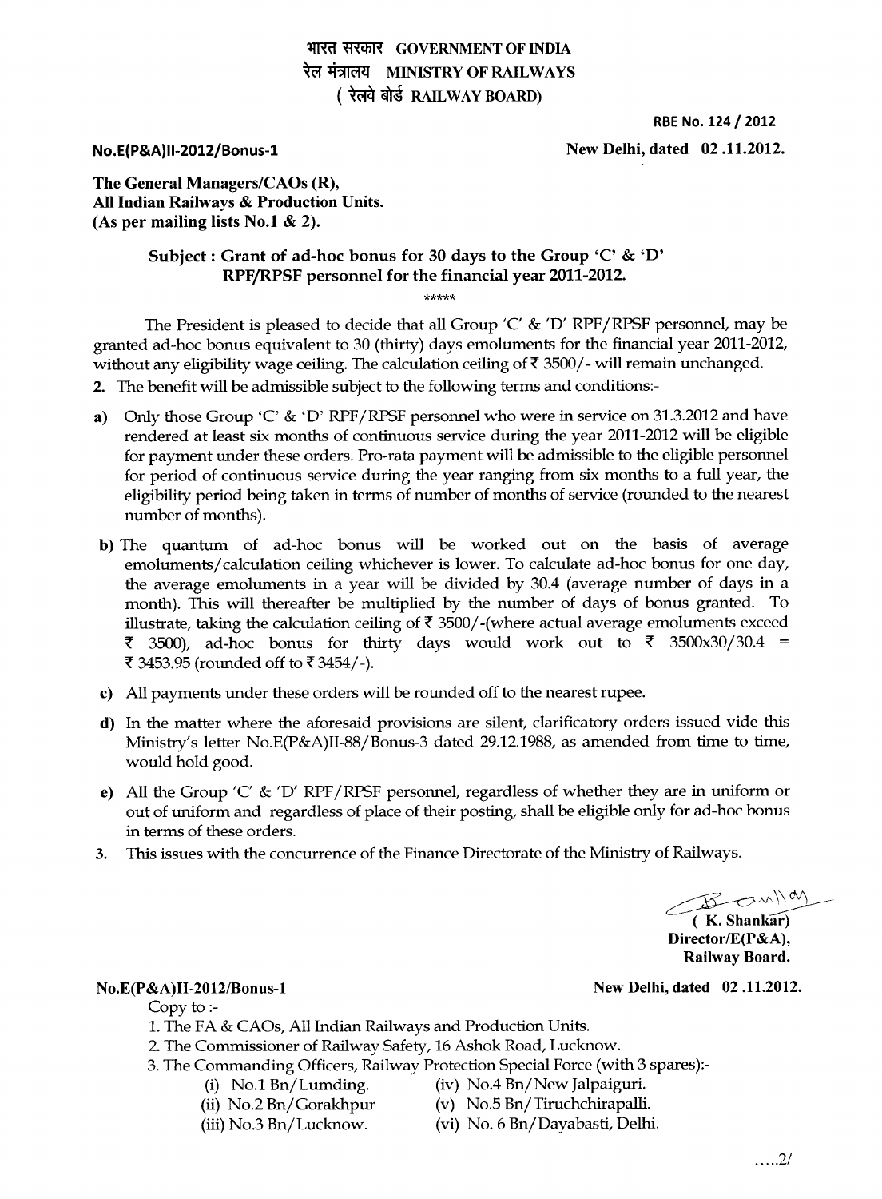**भारत सरकार GOVERNMENT OF INDIA**
**रेल मंत्रालय MINISTRY OF RAILWAYS**
**( रेलवे बोर्ड RAILWAY BOARD)**

**RBE No. 124 / 2012**

**No.E(P&A)II-2012/Bonus-1** **New Delhi, dated 02 .11.2012.**

**The General Managers/CAOs (R),**
**All Indian Railways & Production Units.**
**(As per mailing lists No.1 & 2).**

**Subject : Grant of ad-hoc bonus for 30 days to the Group 'C' & 'D' RPF/RPSF personnel for the financial year 2011-2012.**

\*\*\*\*\*

The President is pleased to decide that all Group 'C' & 'D' RPF/RPSF personnel, may be granted ad-hoc bonus equivalent to 30 (thirty) days emoluments for the financial year 2011-2012, without any eligibility wage ceiling. The calculation ceiling of ₹ 3500/- will remain unchanged.

2. The benefit will be admissible subject to the following terms and conditions:-

a) Only those Group 'C' & 'D' RPF/RPSF personnel who were in service on 31.3.2012 and have rendered at least six months of continuous service during the year 2011-2012 will be eligible for payment under these orders. Pro-rata payment will be admissible to the eligible personnel for period of continuous service during the year ranging from six months to a full year, the eligibility period being taken in terms of number of months of service (rounded to the nearest number of months).

b) The quantum of ad-hoc bonus will be worked out on the basis of average emoluments/calculation ceiling whichever is lower. To calculate ad-hoc bonus for one day, the average emoluments in a year will be divided by 30.4 (average number of days in a month). This will thereafter be multiplied by the number of days of bonus granted. To illustrate, taking the calculation ceiling of ₹ 3500/-(where actual average emoluments exceed ₹ 3500), ad-hoc bonus for thirty days would work out to ₹ 3500x30/30.4 = ₹ 3453.95 (rounded off to ₹ 3454/-).

c) All payments under these orders will be rounded off to the nearest rupee.

d) In the matter where the aforesaid provisions are silent, clarificatory orders issued vide this Ministry's letter No.E(P&A)II-88/Bonus-3 dated 29.12.1988, as amended from time to time, would hold good.

e) All the Group 'C' & 'D' RPF/RPSF personnel, regardless of whether they are in uniform or out of uniform and regardless of place of their posting, shall be eligible only for ad-hoc bonus in terms of these orders.

3. This issues with the concurrence of the Finance Directorate of the Ministry of Railways.

**( K. Shankar)**
**Director/E(P&A),**
**Railway Board.**

**No.E(P&A)II-2012/Bonus-1** **New Delhi, dated 02 .11.2012.**

Copy to :-

1. The FA & CAOs, All Indian Railways and Production Units.
2. The Commissioner of Railway Safety, 16 Ashok Road, Lucknow.
3. The Commanding Officers, Railway Protection Special Force (with 3 spares):-
   - (i) No.1 Bn/Lumding.
   - (ii) No.2 Bn/Gorakhpur
   - (iii) No.3 Bn/Lucknow.
   - (iv) No.4 Bn/New Jalpaiguri.
   - (v) No.5 Bn/Tiruchchirapalli.
   - (vi) No. 6 Bn/Dayabasti, Delhi.

.....2/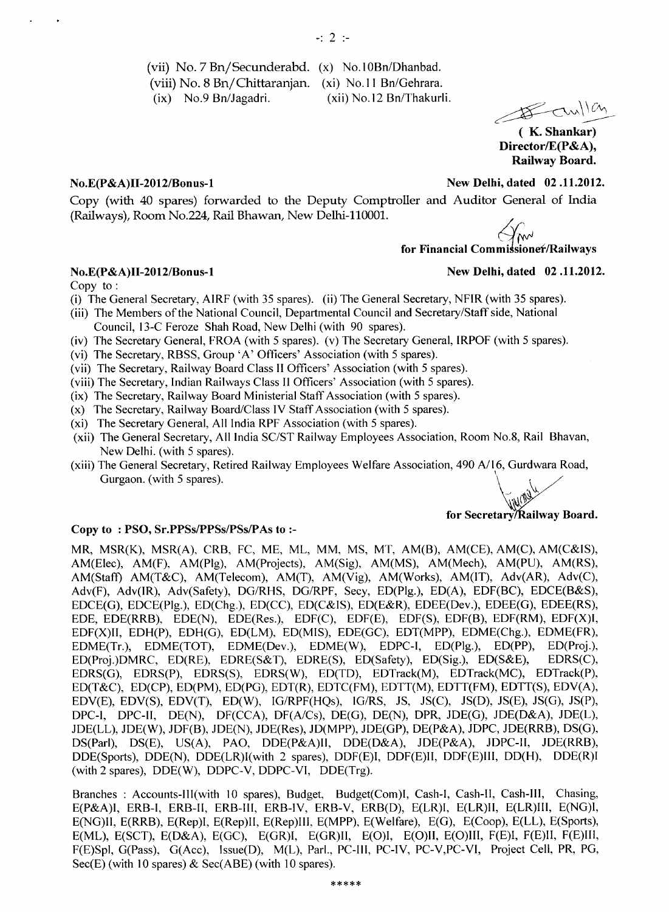(vii) No. 7 Bn/Secunderabd. (x) No.10Bn/Dhanbad.
(viii) No. 8 Bn/Chittaranjan. (xi) No.11 Bn/Gehrara.
(ix) No.9 Bn/Jagadri. (xii) No.12 Bn/Thakurli.

**( K. Shankar)**
**Director/E(P&A),**
**Railway Board.**

**No.E(P&A)II-2012/Bonus-1** **New Delhi, dated 02 .11.2012.**

Copy (with 40 spares) forwarded to the Deputy Comptroller and Auditor General of India (Railways), Room No.224, Rail Bhawan, New Delhi-110001.

**for Financial Commissioner/Railways**

**No.E(P&A)II-2012/Bonus-1** **New Delhi, dated 02 .11.2012.**

Copy to :

(i) The General Secretary, AIRF (with 35 spares). (ii) The General Secretary, NFIR (with 35 spares).
(iii) The Members of the National Council, Departmental Council and Secretary/Staff side, National Council, 13-C Feroze Shah Road, New Delhi (with 90 spares).
(iv) The Secretary General, FROA (with 5 spares). (v) The Secretary General, IRPOF (with 5 spares).
(vi) The Secretary, RBSS, Group 'A' Officers' Association (with 5 spares).
(vii) The Secretary, Railway Board Class II Officers' Association (with 5 spares).
(viii) The Secretary, Indian Railways Class II Officers' Association (with 5 spares).
(ix) The Secretary, Railway Board Ministerial Staff Association (with 5 spares).
(x) The Secretary, Railway Board/Class IV Staff Association (with 5 spares).
(xi) The Secretary General, All India RPF Association (with 5 spares).
(xii) The General Secretary, All India SC/ST Railway Employees Association, Room No.8, Rail Bhavan, New Delhi. (with 5 spares).
(xiii) The General Secretary, Retired Railway Employees Welfare Association, 490 A/16, Gurdwara Road, Gurgaon. (with 5 spares).

**for Secretary/Railway Board.**

**Copy to : PSO, Sr.PPSs/PPSs/PSs/PAs to :-**

MR, MSR(K), MSR(A), CRB, FC, ME, ML, MM, MS, MT, AM(B), AM(CE), AM(C), AM(C&IS), AM(Elec), AM(F), AM(Plg), AM(Projects), AM(Sig), AM(MS), AM(Mech), AM(PU), AM(RS), AM(Staff) AM(T&C), AM(Telecom), AM(T), AM(Vig), AM(Works), AM(IT), Adv(AR), Adv(C), Adv(F), Adv(IR), Adv(Safety), DG/RHS, DG/RPF, Secy, ED(Plg.), ED(A), EDF(BC), EDCE(B&S), EDCE(G), EDCE(Plg.), ED(Chg.), ED(CC), ED(C&IS), ED(E&R), EDEE(Dev.), EDEE(G), EDEE(RS), EDE, EDE(RRB), EDE(N), EDE(Res.), EDF(C), EDF(E), EDF(S), EDF(B), EDF(RM), EDF(X)I, EDF(X)II, EDH(P), EDH(G), ED(LM), ED(MIS), EDE(GC), EDT(MPP), EDME(Chg.), EDME(FR), EDME(Tr.), EDME(TOT), EDME(Dev.), EDME(W), EDPC-I, ED(Plg.), ED(PP), ED(Proj.), ED(Proj.)DMRC, ED(RE), EDRE(S&T), EDRE(S), ED(Safety), ED(Sig.), ED(S&E), EDRS(C), EDRS(G), EDRS(P), EDRS(S), EDRS(W), ED(TD), EDTrack(M), EDTrack(MC), EDTrack(P), ED(T&C), ED(CP), ED(PM), ED(PG), EDT(R), EDTC(FM), EDTT(M), EDTT(FM), EDTT(S), EDV(A), EDV(E), EDV(S), EDV(T), ED(W), IG/RPF(HQs), IG/RS, JS, JS(C), JS(D), JS(E), JS(G), JS(P), DPC-I, DPC-II, DE(N), DF(CCA), DF(A/Cs), DE(G), DE(N), DPR, JDE(G), JDE(D&A), JDE(L), JDE(LL), JDE(W), JDF(B), JDE(N), JDE(Res), JD(MPP), JDE(GP), DE(P&A), JDPC, JDE(RRB), DS(G), DS(Parl), DS(E), US(A), PAO, DDE(P&A)II, DDE(D&A), JDE(P&A), JDPC-II, JDE(RRB), DDE(Sports), DDE(N), DDE(LR)I(with 2 spares), DDF(E)I, DDF(E)II, DDF(E)III, DD(H), DDE(R)I (with 2 spares), DDE(W), DDPC-V, DDPC-VI, DDE(Trg).

Branches : Accounts-III(with 10 spares), Budget, Budget(Com)I, Cash-I, Cash-II, Cash-III, Chasing, E(P&A)I, ERB-I, ERB-II, ERB-III, ERB-IV, ERB-V, ERB(D), E(LR)I, E(LR)II, E(LR)III, E(NG)I, E(NG)II, E(RRB), E(Rep)I, E(Rep)II, E(Rep)III, E(MPP), E(Welfare), E(G), E(Coop), E(LL), E(Sports), E(ML), E(SCT), E(D&A), E(GC), E(GR)I, E(GR)II, E(O)I, E(O)II, E(O)III, F(E)I, F(E)II, F(E)III, F(E)Spl, G(Pass), G(Acc), Issue(D), M(L), Parl., PC-III, PC-IV, PC-V,PC-VI, Project Cell, PR, PG, Sec(E) (with 10 spares) & Sec(ABE) (with 10 spares).

*****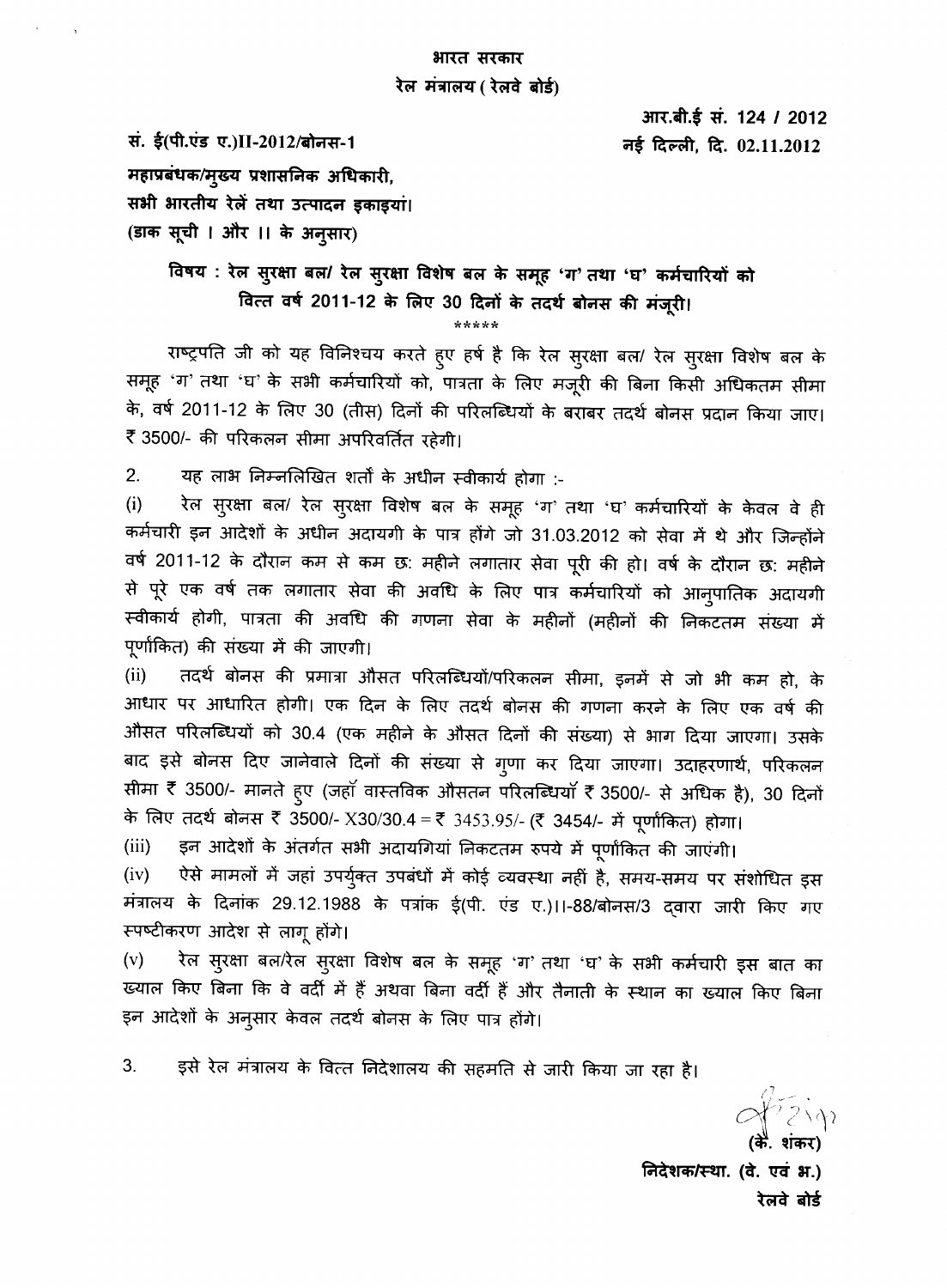**भारत सरकार**
**रेल मंत्रालय ( रेलवे बोर्ड)**

**आर.बी.ई सं. 124 / 2012**

**सं. ई(पी.एंड ए.)II-2012/बोनस-1** **नई दिल्ली, दि. 02.11.2012**

**महाप्रबंधक/मुख्य प्रशासनिक अधिकारी,**
**सभी भारतीय रेलें तथा उत्पादन इकाइयां।**
**(डाक सूची I और II के अनुसार)**

**विषय : रेल सुरक्षा बल/ रेल सुरक्षा विशेष बल के समूह 'ग' तथा 'घ' कर्मचारियों को वित्त वर्ष 2011-12 के लिए 30 दिनों के तदर्थ बोनस की मंजूरी।**

\*\*\*\*\*

राष्ट्रपति जी को यह विनिश्चय करते हुए हर्ष है कि रेल सुरक्षा बल/ रेल सुरक्षा विशेष बल के समूह 'ग' तथा 'घ' के सभी कर्मचारियों को, पात्रता के लिए मजूरी की बिना किसी अधिकतम सीमा के, वर्ष 2011-12 के लिए 30 (तीस) दिनों की परिलब्धियों के बराबर तदर्थ बोनस प्रदान किया जाए। ₹ 3500/- की परिकलन सीमा अपरिवर्तित रहेगी।

2. यह लाभ निम्नलिखित शर्तों के अधीन स्वीकार्य होगा :-

(i) रेल सुरक्षा बल/ रेल सुरक्षा विशेष बल के समूह 'ग' तथा 'घ' कर्मचारियों के केवल वे ही कर्मचारी इन आदेशों के अधीन अदायगी के पात्र होंगे जो 31.03.2012 को सेवा में थे और जिन्होंने वर्ष 2011-12 के दौरान कम से कम छः महीने लगातार सेवा पूरी की हो। वर्ष के दौरान छः महीने से पूरे एक वर्ष तक लगातार सेवा की अवधि के लिए पात्र कर्मचारियों को आनुपातिक अदायगी स्वीकार्य होगी, पात्रता की अवधि की गणना सेवा के महीनों (महीनों की निकटतम संख्या में पूर्णांकित) की संख्या में की जाएगी।

(ii) तदर्थ बोनस की प्रमात्रा औसत परिलब्धियों/परिकलन सीमा, इनमें से जो भी कम हो, के आधार पर आधारित होगी। एक दिन के लिए तदर्थ बोनस की गणना करने के लिए एक वर्ष की औसत परिलब्धियों को 30.4 (एक महीने के औसत दिनों की संख्या) से भाग दिया जाएगा। उसके बाद इसे बोनस दिए जानेवाले दिनों की संख्या से गुणा कर दिया जाएगा। उदाहरणार्थ, परिकलन सीमा ₹ 3500/- मानते हुए (जहाँ वास्तविक औसतन परिलब्धियाँ ₹ 3500/- से अधिक है), 30 दिनों के लिए तदर्थ बोनस ₹ 3500/- X30/30.4 = ₹ 3453.95/- (₹ 3454/- में पूर्णांकित) होगा।

(iii) इन आदेशों के अंतर्गत सभी अदायगियां निकटतम रुपये में पूर्णांकित की जाएंगी।

(iv) ऐसे मामलों में जहां उपर्युक्त उपबंधों में कोई व्यवस्था नहीं है, समय-समय पर संशोधित इस मंत्रालय के दिनांक 29.12.1988 के पत्रांक ई(पी. एंड ए.)II-88/बोनस/3 द्वारा जारी किए गए स्पष्टीकरण आदेश से लागू होंगे।

(v) रेल सुरक्षा बल/रेल सुरक्षा विशेष बल के समूह 'ग' तथा 'घ' के सभी कर्मचारी इस बात का ख्याल किए बिना कि वे वर्दी में हैं अथवा बिना वर्दी हैं और तैनाती के स्थान का ख्याल किए बिना इन आदेशों के अनुसार केवल तदर्थ बोनस के लिए पात्र होंगे।

3. इसे रेल मंत्रालय के वित्त निदेशालय की सहमति से जारी किया जा रहा है।

(के. शंकर)
**निदेशक/स्था. (वे. एवं भ.)**
**रेलवे बोर्ड**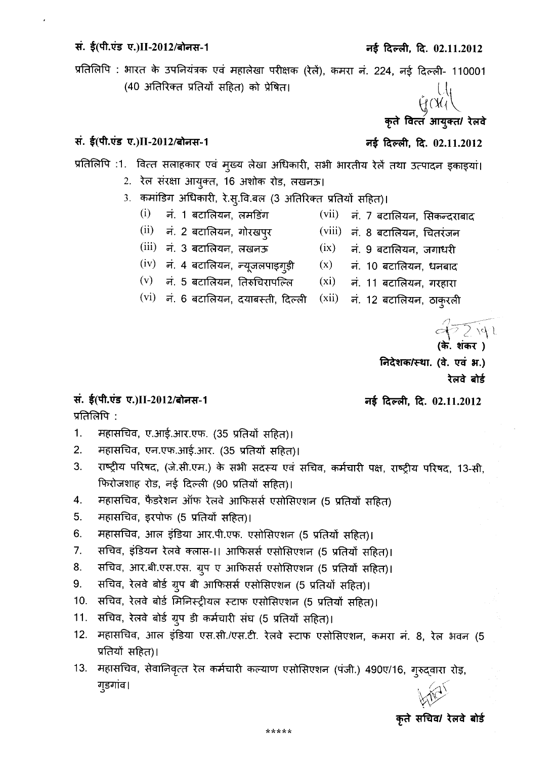**सं. ई(पी.एंड ए.)II-2012/बोनस-1** **नई दिल्ली, दि. 02.11.2012**

प्रतिलिपि : भारत के उपनियंत्रक एवं महालेखा परीक्षक (रेलें), कमरा नं. 224, नई दिल्ली- 110001 (40 अतिरिक्त प्रतियों सहित) को प्रेषित।

**कृते वित्त आयुक्त/ रेलवे**

**सं. ई(पी.एंड ए.)II-2012/बोनस-1** **नई दिल्ली, दि. 02.11.2012**

प्रतिलिपि :1. वित्त सलाहकार एवं मुख्य लेखा अधिकारी, सभी भारतीय रेलें तथा उत्पादन इकाइयां।

2. रेल संरक्षा आयुक्त, 16 अशोक रोड, लखनऊ।
3. कमांडिग अधिकारी, रे.सु.वि.बल (3 अतिरिक्त प्रतियों सहित)।
   - (i) नं. 1 बटालियन, लमडिंग
   - (ii) नं. 2 बटालियन, गोरखपुर
   - (iii) नं. 3 बटालियन, लखनऊ
   - (iv) नं. 4 बटालियन, न्यूजलपाइगुड़ी
   - (v) नं. 5 बटालियन, तिरुचिरापल्लि
   - (vi) नं. 6 बटालियन, दयाबस्ती, दिल्ली
   - (vii) नं. 7 बटालियन, सिकन्दराबाद
   - (viii) नं. 8 बटालियन, चितरंजन
   - (ix) नं. 9 बटालियन, जगाधरी
   - (x) नं. 10 बटालियन, धनबाद
   - (xi) नं. 11 बटालियन, गरहारा
   - (xii) नं. 12 बटालियन, ठाकुरली

**(के. शंकर )**
**निदेशक/स्था. (वे. एवं भ.)**
**रेलवे बोर्ड**

**सं. ई(पी.एंड ए.)II-2012/बोनस-1** **नई दिल्ली, दि. 02.11.2012**

प्रतिलिपि :

1. महासचिव, ए.आई.आर.एफ. (35 प्रतियों सहित)।
2. महासचिव, एन.एफ.आई.आर. (35 प्रतियों सहित)।
3. राष्ट्रीय परिषद, (जे.सी.एम.) के सभी सदस्य एवं सचिव, कर्मचारी पक्ष, राष्ट्रीय परिषद, 13-सी, फिरोजशाह रोड, नई दिल्ली (90 प्रतियों सहित)।
4. महासचिव, फैडरेशन ऑफ रेलवे आफिसर्स एसोसिएशन (5 प्रतियों सहित)
5. महासचिव, इरपोफ (5 प्रतियों सहित)।
6. महासचिव, आल इंडिया आर.पी.एफ. एसोसिएशन (5 प्रतियों सहित)।
7. सचिव, इंडियन रेलवे क्लास-।। आफिसर्स एसोसिएशन (5 प्रतियों सहित)।
8. सचिव, आर.बी.एस.एस. ग्रुप ए आफिसर्स एसोसिएशन (5 प्रतियों सहित)।
9. सचिव, रेलवे बोर्ड ग्रुप बी आफिसर्स एसोसिएशन (5 प्रतियों सहित)।
10. सचिव, रेलवे बोर्ड मिनिस्ट्रीयल स्टाफ एसोसिएशन (5 प्रतियों सहित)।
11. सचिव, रेलवे बोर्ड ग्रुप डी कर्मचारी संघ (5 प्रतियों सहित)।
12. महासचिव, आल इंडिया एस.सी./एस.टी. रेलवे स्टाफ एसोसिएशन, कमरा नं. 8, रेल भवन (5 प्रतियों सहित)।
13. महासचिव, सेवानिवृत्त रेल कर्मचारी कल्याण एसोसिएशन (पंजी.) 490ए/16, गुरुद्वारा रोड़, गुडगांव।

**कृते सचिव/ रेलवे बोर्ड**

\*\*\*\*\*